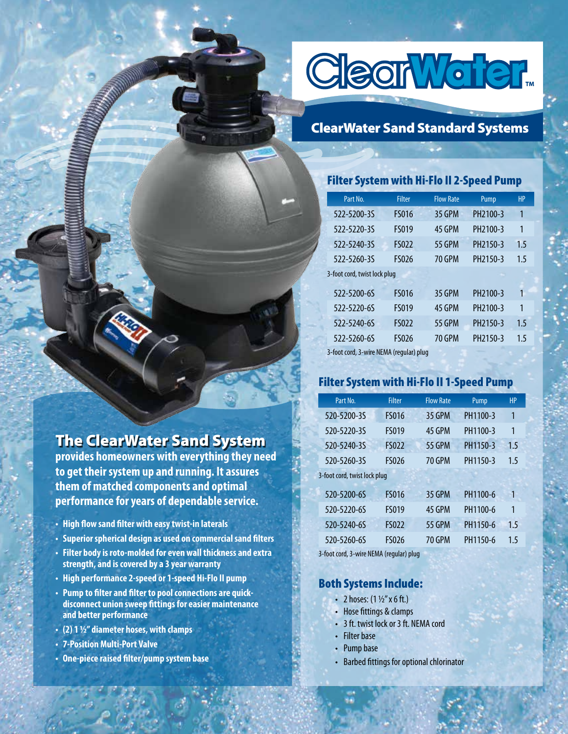# ClearWater™

## ClearWater Sand Standard Systems

### Filter System with Hi-Flo II 2-Speed Pump

| Part No. | Filter | Flow Rate | Pump | HP |
|---|---|---|---|---|
| 522-5200-3S | FS016 | 35 GPM | PH2100-3 | 1 |
| 522-5220-3S | FS019 | 45 GPM | PH2100-3 | 1 |
| 522-5240-3S | FS022 | 55 GPM | PH2150-3 | 1.5 |
| 522-5260-3S | FS026 | 70 GPM | PH2150-3 | 1.5 |
| 3-foot cord, twist lock plug | | | | |
| 522-5200-6S | FS016 | 35 GPM | PH2100-3 | 1 |
| 522-5220-6S | FS019 | 45 GPM | PH2100-3 | 1 |
| 522-5240-6S | FS022 | 55 GPM | PH2150-3 | 1.5 |
| 522-5260-6S | FS026 | 70 GPM | PH2150-3 | 1.5 |
| 3-foot cord, 3-wire NEMA (regular) plug | | | | |

### Filter System with Hi-Flo II 1-Speed Pump

| Part No. | Filter | Flow Rate | Pump | HP |
|---|---|---|---|---|
| 520-5200-3S | FS016 | 35 GPM | PH1100-3 | 1 |
| 520-5220-3S | FS019 | 45 GPM | PH1100-3 | 1 |
| 520-5240-3S | FS022 | 55 GPM | PH1150-3 | 1.5 |
| 520-5260-3S | FS026 | 70 GPM | PH1150-3 | 1.5 |
| 3-foot cord, twist lock plug | | | | |
| 520-5200-6S | FS016 | 35 GPM | PH1100-6 | 1 |
| 520-5220-6S | FS019 | 45 GPM | PH1100-6 | 1 |
| 520-5240-6S | FS022 | 55 GPM | PH1150-6 | 1.5 |
| 520-5260-6S | FS026 | 70 GPM | PH1150-6 | 1.5 |
| 3-foot cord, 3-wire NEMA (regular) plug | | | | |

### Both Systems Include:

- 2 hoses: (1 ½" x 6 ft.)
- Hose fittings & clamps
- 3 ft. twist lock or 3 ft. NEMA cord
- Filter base
- Pump base
- Barbed fittings for optional chlorinator

## The ClearWater Sand System

**provides homeowners with everything they need to get their system up and running. It assures them of matched components and optimal performance for years of dependable service.**

- High flow sand filter with easy twist-in laterals
- Superior spherical design as used on commercial sand filters
- Filter body is roto-molded for even wall thickness and extra strength, and is covered by a 3 year warranty
- High performance 2-speed or 1-speed Hi-Flo II pump
- Pump to filter and filter to pool connections are quick-disconnect union sweep fittings for easier maintenance and better performance
- (2) 1 ½" diameter hoses, with clamps
- 7-Position Multi-Port Valve
- One-piece raised filter/pump system base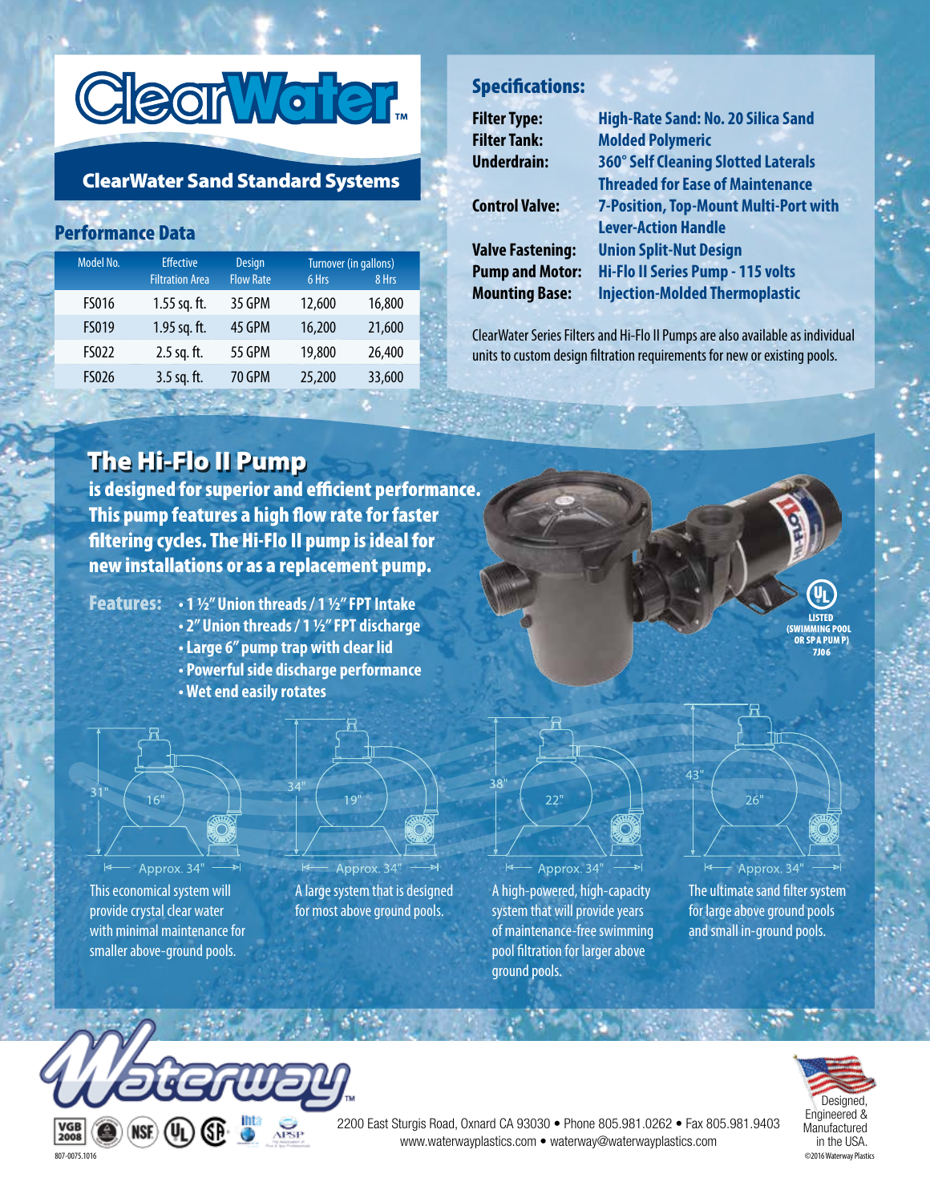# ClearWater™

## ClearWater Sand Standard Systems

### Performance Data

| Model No. | Effective Filtration Area | Design Flow Rate | Turnover (in gallons) 6 Hrs | 8 Hrs |
|---|---|---|---|---|
| FS016 | 1.55 sq. ft. | 35 GPM | 12,600 | 16,800 |
| FS019 | 1.95 sq. ft. | 45 GPM | 16,200 | 21,600 |
| FS022 | 2.5 sq. ft. | 55 GPM | 19,800 | 26,400 |
| FS026 | 3.5 sq. ft. | 70 GPM | 25,200 | 33,600 |

### Specifications:

**Filter Type:** High-Rate Sand: No. 20 Silica Sand
**Filter Tank:** Molded Polymeric
**Underdrain:** 360° Self Cleaning Slotted Laterals Threaded for Ease of Maintenance
**Control Valve:** 7-Position, Top-Mount Multi-Port with Lever-Action Handle
**Valve Fastening:** Union Split-Nut Design
**Pump and Motor:** Hi-Flo II Series Pump - 115 volts
**Mounting Base:** Injection-Molded Thermoplastic

ClearWater Series Filters and Hi-Flo II Pumps are also available as individual units to custom design filtration requirements for new or existing pools.

## The Hi-Flo II Pump

**is designed for superior and efficient performance. This pump features a high flow rate for faster filtering cycles. The Hi-Flo II pump is ideal for new installations or as a replacement pump.**

**Features:**
- 1 ½" Union threads / 1 ½" FPT Intake
- 2" Union threads / 1 ½" FPT discharge
- Large 6" pump trap with clear lid
- Powerful side discharge performance
- Wet end easily rotates

LISTED (SWIMMING POOL OR SPA PUMP) 7J06

31" 16" Approx. 34"

This economical system will provide crystal clear water with minimal maintenance for smaller above-ground pools.

34" 19" Approx. 34"

A large system that is designed for most above ground pools.

38" 22" Approx. 34"

A high-powered, high-capacity system that will provide years of maintenance-free swimming pool filtration for larger above ground pools.

43" 26" Approx. 34"

The ultimate sand filter system for large above ground pools and small in-ground pools.

Waterway™

2200 East Sturgis Road, Oxnard CA 93030 • Phone 805.981.0262 • Fax 805.981.9403
www.waterwayplastics.com • waterway@waterwayplastics.com

Designed, Engineered & Manufactured in the USA.

807-0075.1016

©2016 Waterway Plastics